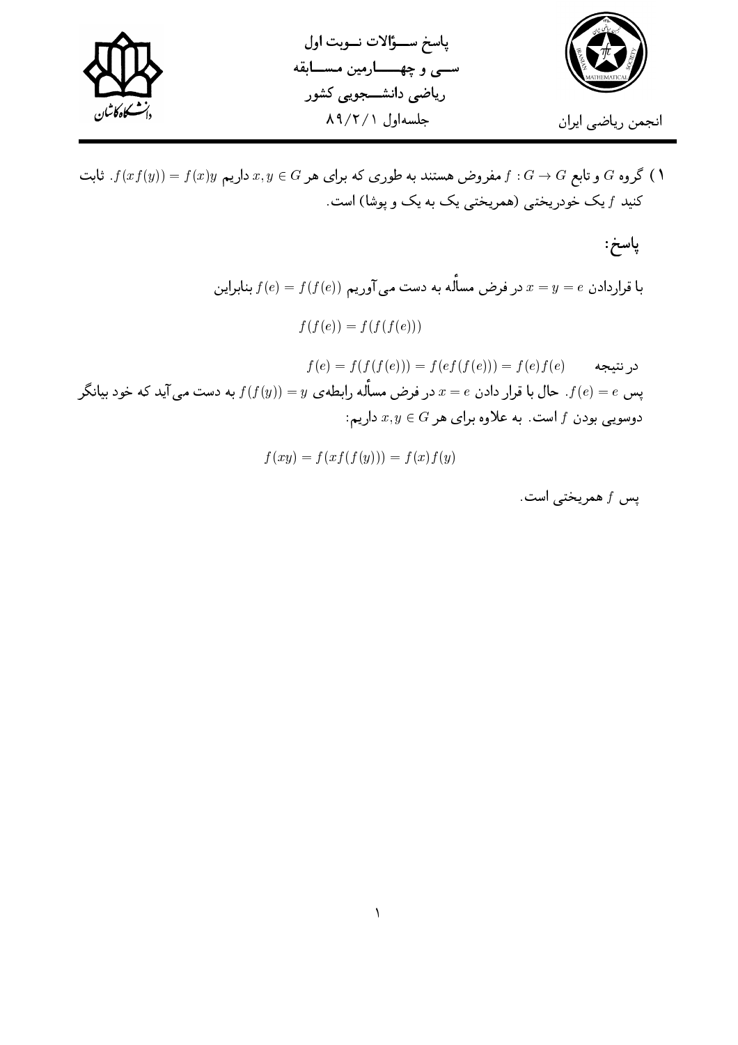پاسخ سؤالات نوبت اول

سی و چهارمین مسابقه

ریاضی دانشجویی کشور

جلسه‌اول ۸۹/۲/۱

انجمن ریاضی ایران

۱) گروه $G$ و تابع $f: G \to G$ مفروض هستند به طوری که برای هر $x, y \in G$ داریم $f(xf(y)) = f(x)y$. ثابت کنید $f$ یک خودریختی (همریختی یک به یک و پوشا) است.

**پاسخ:**

با قراردادن $x = y = e$ در فرض مسأله به دست می‌آوریم $f(e) = f(f(e))$ بنابراین

$$f(f(e)) = f(f(f(e)))$$

در نتیجه
$$f(e) = f(f(f(e))) = f(ef(f(e))) = f(e)f(e)$$

پس $f(e) = e$. حال با قرار دادن $x = e$ در فرض مسأله رابطه‌ی $f(f(y)) = y$ به دست می‌آید که خود بیانگر دوسویی بودن $f$ است. به علاوه برای هر $x,y \in G$ داریم:

$$f(xy) = f(xf(f(y))) = f(x)f(y)$$

پس $f$ همریختی است.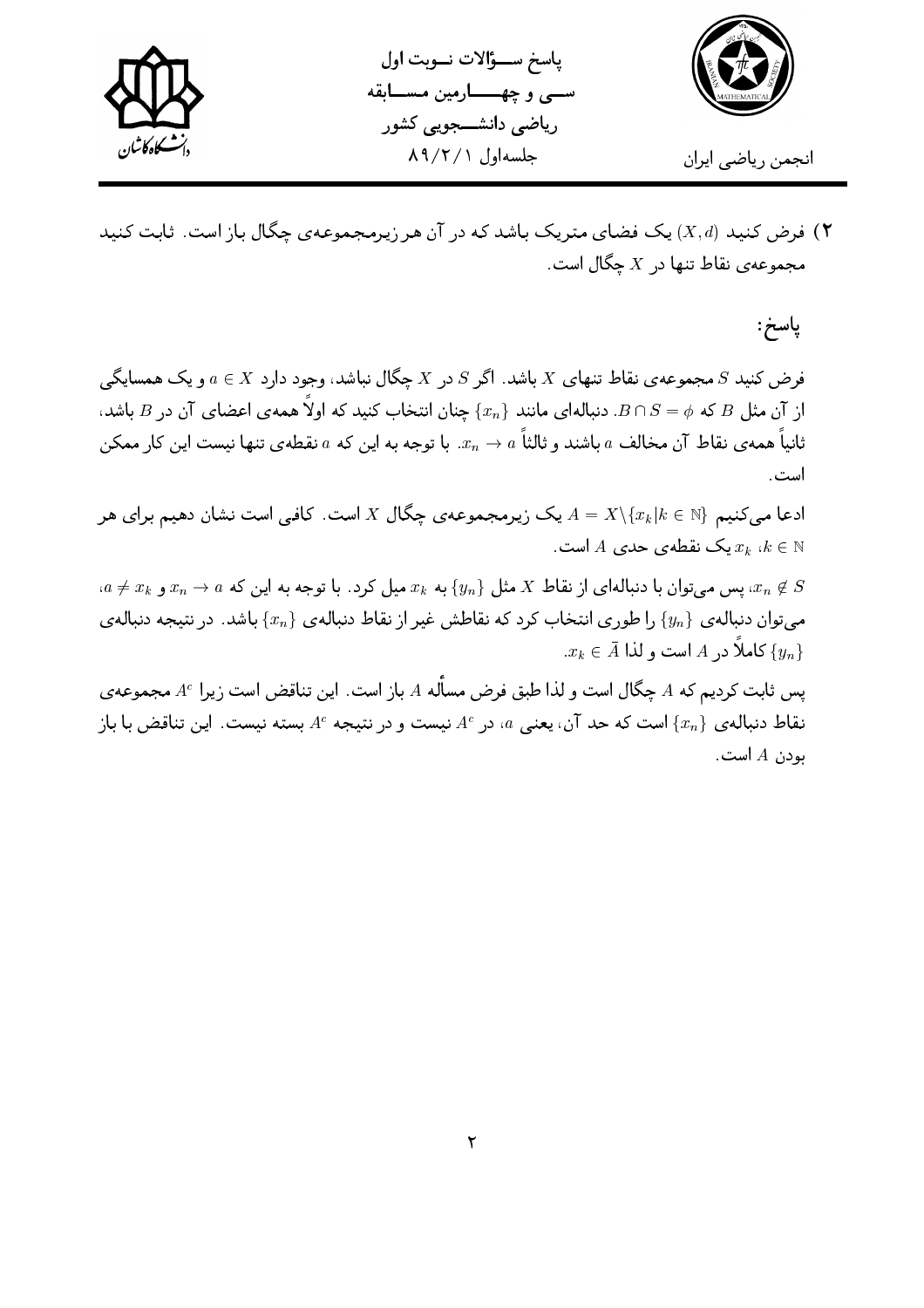۲) فرض کنید $(X,d)$ یک فضای متریک باشد که در آن هر زیرمجموعه‌ی چگال باز است. ثابت کنید مجموعه‌ی نقاط تنها در $X$ چگال است.

پاسخ:

فرض کنید $S$ مجموعه‌ی نقاط تنهای $X$ باشد. اگر $S$ در $X$ چگال نباشد، وجود دارد $a \in X$ و یک همسایگی از آن مثل $B$ که $B \cap S = \phi$. دنباله‌ای مانند $\{x_n\}$ چنان انتخاب کنید که اولاً همه‌ی اعضای آن در $B$ باشد، ثانیاً همه‌ی نقاط آن مخالف $a$ باشند و ثالثاً $x_n \to a$. با توجه به این که $a$ نقطه‌ی تنها نیست این کار ممکن است.

ادعا می‌کنیم $A = X \backslash \{x_k | k \in \mathbb{N}\}$ یک زیرمجموعه‌ی چگال $X$ است. کافی است نشان دهیم برای هر $k \in \mathbb{N}$، $x_k$ یک نقطه‌ی حدی $A$ است.

$x_n \notin S$، پس می‌توان با دنباله‌ای از نقاط $X$ مثل $\{y_n\}$ به $x_k$ میل کرد. با توجه به این که $x_n \to a$ و $a \neq x_k$، می‌توان دنباله‌ی $\{y_n\}$ را طوری انتخاب کرد که نقاطش غیر از نقاط دنباله‌ی $\{x_n\}$ باشد. در نتیجه دنباله‌ی $\{y_n\}$ کاملاً در $A$ است و لذا $x_k \in \bar{A}$.

پس ثابت کردیم که $A$ چگال است و لذا طبق فرض مسأله $A$ باز است. این تناقض است زیرا $A^c$ مجموعه‌ی نقاط دنباله‌ی $\{x_n\}$ است که حد آن، یعنی $a$، در $A^c$ نیست و در نتیجه $A^c$ بسته نیست. این تناقض با باز بودن $A$ است.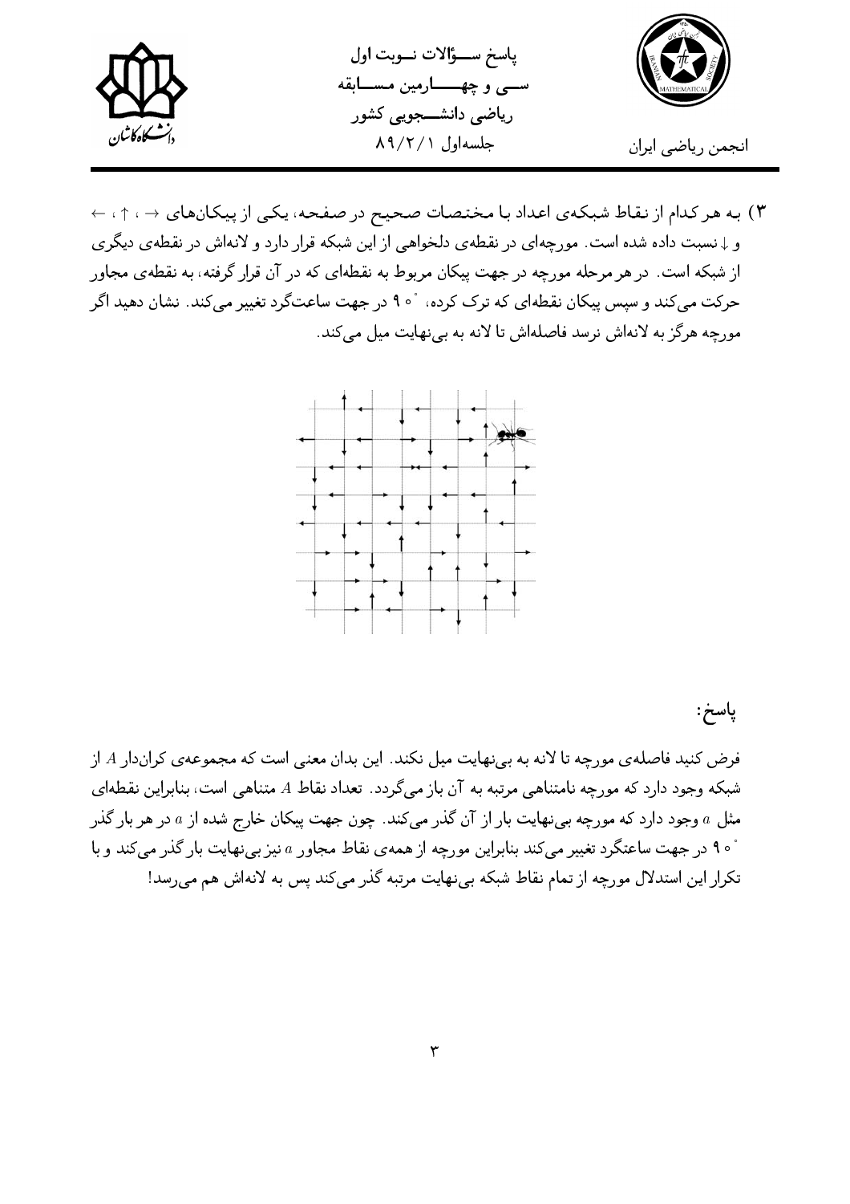۳) به هر کدام از نقاط شبکه‌ی اعداد با مختصات صحیح در صفحه، یکی از پیکان‌های ←، ↑، → و ↓ نسبت داده شده است. مورچه‌ای در نقطه‌ی دلخواهی از این شبکه قرار دارد و لانه‌اش در نقطه‌ی دیگری از شبکه است. در هر مرحله مورچه در جهت پیکان مربوط به نقطه‌ای که در آن قرار گرفته، به نقطه‌ی مجاور حرکت می‌کند و سپس پیکان نقطه‌ای که ترک کرده، $90^\circ$ در جهت ساعت‌گرد تغییر می‌کند. نشان دهید اگر مورچه هرگز به لانه‌اش نرسد فاصله‌اش تا لانه به بی‌نهایت میل می‌کند.

پاسخ:

فرض کنید فاصله‌ی مورچه تا لانه به بی‌نهایت میل نکند. این بدان معنی است که مجموعه‌ی کران‌دار $A$ از شبکه وجود دارد که مورچه نامتناهی مرتبه به آن باز می‌گردد. تعداد نقاط $A$ متناهی است، بنابراین نقطه‌ای مثل $a$ وجود دارد که مورچه بی‌نهایت بار از آن گذر می‌کند. چون جهت پیکان خارج شده از $a$ در هر بار گذر $90^\circ$ در جهت ساعت‌گرد تغییر می‌کند بنابراین مورچه از همه‌ی نقاط مجاور $a$ نیز بی‌نهایت بار گذر می‌کند و با تکرار این استدلال مورچه از تمام نقاط شبکه بی‌نهایت مرتبه گذر می‌کند پس به لانه‌اش هم می‌رسد!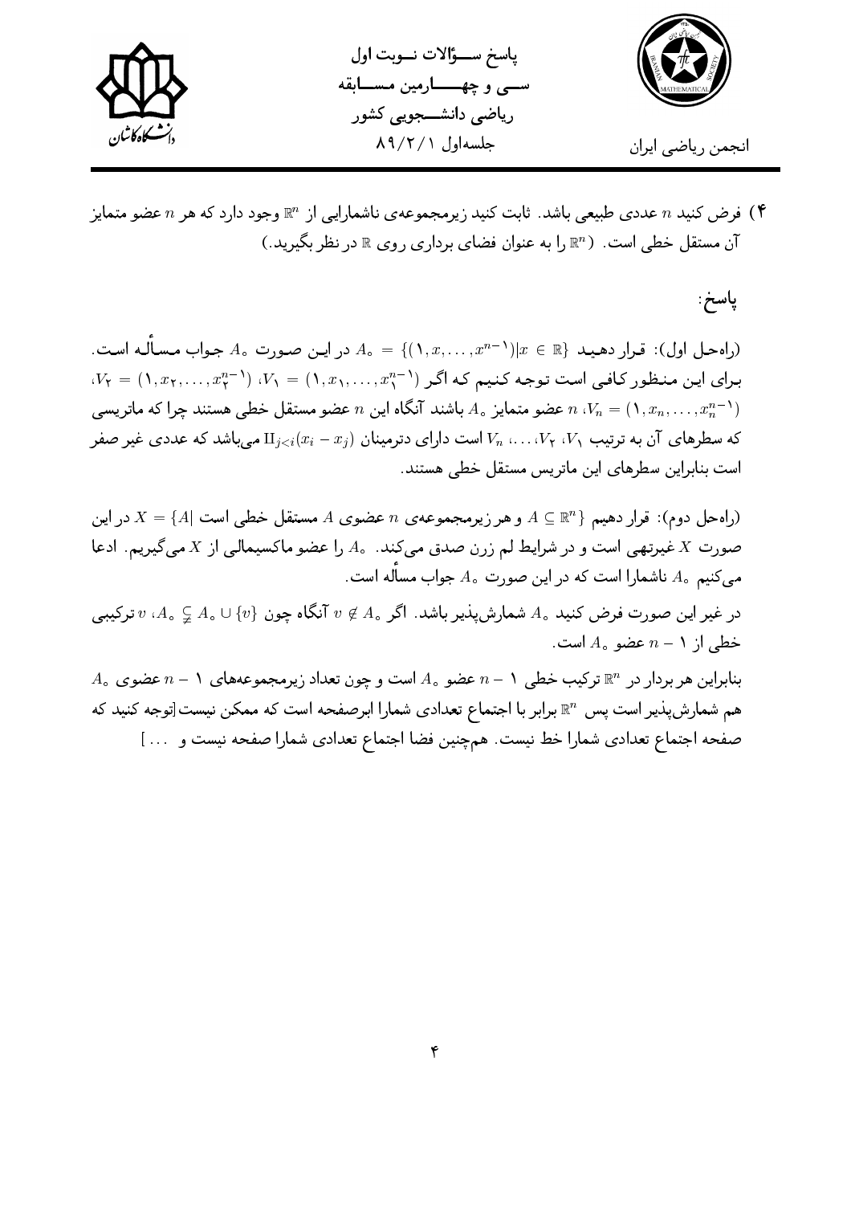۴) فرض کنید $n$ عددی طبیعی باشد. ثابت کنید زیرمجموعه‌ی ناشمارایی از $\mathbb{R}^n$ وجود دارد که هر $n$ عضو متمایز آن مستقل خطی است. ($\mathbb{R}^n$ را به عنوان فضای برداری روی $\mathbb{R}$ در نظر بگیرید.)

پاسخ:

(راه‌حل اول): قرار دهید $A_0 = \{(1, x, \ldots, x^{n-1}) | x \in \mathbb{R}\}$ در این صورت $A_0$ جواب مسأله است. برای این منظور کافی است توجه کنیم که اگر $V_1 = (1, x_1, \ldots, x_1^{n-1})$، $V_2 = (1, x_2, \ldots, x_2^{n-1})$، $\ldots$، $V_n = (1, x_n, \ldots, x_n^{n-1})$، $n$ عضو متمایز $A_0$ باشند آنگاه این $n$ عضو مستقل خطی هستند چرا که ماتریسی که سطرهای آن به ترتیب $V_1$، $V_2$، $\ldots$، $V_n$ است دارای دترمینان $\Pi_{j<i}(x_i - x_j)$ می‌باشد که عددی غیر صفر است بنابراین سطرهای این ماتریس مستقل خطی هستند.

(راه‌حل دوم): قرار دهیم $X = \{A | A \subseteq \mathbb{R}^n$ و هر زیرمجموعه‌ی $n$ عضوی $A$ مستقل خطی است$\}$ در این صورت $X$ غیرتهی است و در شرایط لم زرن صدق می‌کند. $A_0$ را عضو ماکسیمالی از $X$ می‌گیریم. ادعا می‌کنیم $A_0$ ناشمارا است که در این صورت $A_0$ جواب مسأله است.

در غیر این صورت فرض کنید $A_0$ شمارش‌پذیر باشد. اگر $v \notin A_0$ آنگاه چون $A_0 \subsetneq A_0 \cup \{v\}$، $v$ ترکیبی خطی از $n - 1$ عضو $A_0$ است.

بنابراین هر بردار در $\mathbb{R}^n$ ترکیب خطی $n - 1$ عضو $A_0$ است و چون تعداد زیرمجموعه‌های $n - 1$ عضوی $A_0$ هم شمارش‌پذیر است پس $\mathbb{R}^n$ برابر با اجتماع تعدادی شمارا ابرصفحه است که ممکن نیست [توجه کنید که صفحه اجتماع تعدادی شمارا خط نیست. همچنین فضا اجتماع تعدادی شمارا صفحه نیست و ... ]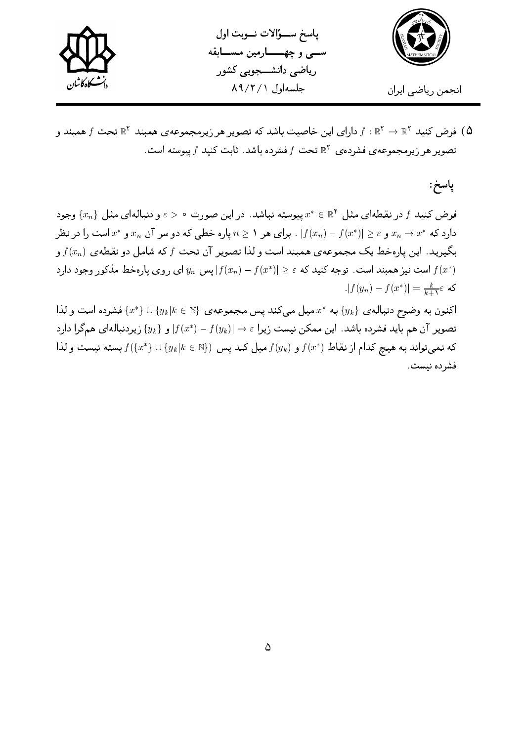۵) فرض کنید $f:\mathbb{R}^2\to\mathbb{R}^2$ دارای این خاصیت باشد که تصویر هر زیرمجموعه‌ی همبند $\mathbb{R}^2$ تحت $f$ همبند و تصویر هر زیرمجموعه‌ی فشرده‌ی $\mathbb{R}^2$ تحت $f$ فشرده باشد. ثابت کنید $f$ پیوسته است.

## پاسخ:

فرض کنید $f$ در نقطه‌ای مثل $x^*\in\mathbb{R}^2$ پیوسته نباشد. در این صورت $\varepsilon>0$ و دنباله‌ای مثل $\{x_n\}$ وجود دارد که $x_n\to x^*$ و $|f(x_n)-f(x^*)|\geq\varepsilon$. برای هر $n\geq 1$ پاره خطی که دو سر آن $x_n$ و $x^*$ است را در نظر بگیرید. این پاره‌خط یک مجموعه‌ی همبند است و لذا تصویر آن تحت $f$ که شامل دو نقطه‌ی $f(x_n)$ و $f(x^*)$ است نیز همبند است. توجه کنید که $|f(x_n)-f(x^*)|\geq\varepsilon$ پس $y_n$ ای روی پاره‌خط مذکور وجود دارد که $|f(y_n)-f(x^*)|=\frac{k}{k+1}\varepsilon$.

اکنون به وضوح دنباله‌ی $\{y_k\}$ به $x^*$ میل می‌کند پس مجموعه‌ی $\{x^*\}\cup\{y_k|k\in\mathbb{N}\}$ فشرده است و لذا تصویر آن هم باید فشرده باشد. این ممکن نیست زیرا $|f(x^*)-f(y_k)|\to\varepsilon$ و $\{y_k\}$ زیردنباله‌ای همگرا دارد که نمی‌تواند به هیچ کدام از نقاط $f(x^*)$ و $f(y_k)$ میل کند پس $f(\{x^*\}\cup\{y_k|k\in\mathbb{N}\})$ بسته نیست و لذا فشرده نیست.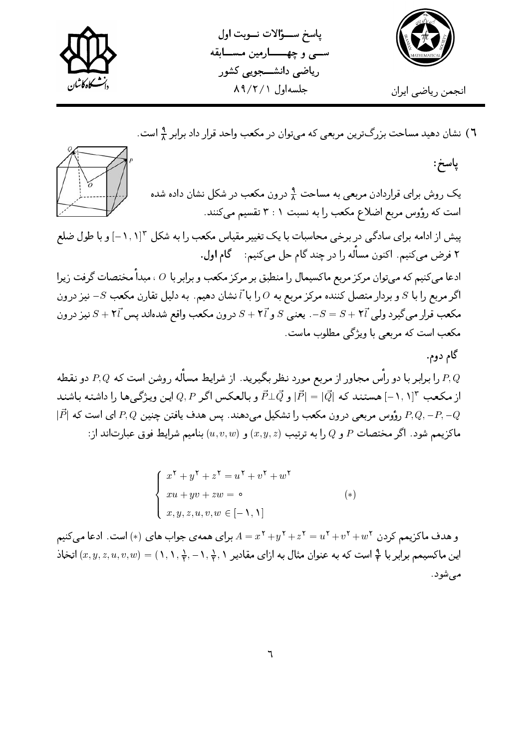۶) نشان دهید مساحت بزرگ‌ترین مربعی که می‌توان در مکعب واحد قرار داد برابر $\frac{9}{8}$ است.

**پاسخ:**

یک روش برای قراردادن مربعی به مساحت $\frac{9}{8}$ درون مکعب در شکل نشان داده شده است که رؤوس مربع اضلاع مکعب را به نسبت ۱ : ۳ تقسیم می‌کنند.

پیش از ادامه برای سادگی در برخی محاسبات با یک تغییر مقیاس مکعب را به شکل $[-1,1]^3$ و با طول ضلع ۲ فرض می‌کنیم. اکنون مسأله را در چند گام حل می‌کنیم: **گام اول.**

ادعا می‌کنیم که می‌توان مرکز مربع ماکسیمال را منطبق بر مرکز مکعب و برابر با $O$، مبدأ مختصات گرفت زیرا اگر مربع را با $S$ و بردار متصل کننده مرکز مربع به $O$ را با $\vec{l}$ نشان دهیم. به دلیل تقارن مکعب $-S$ نیز درون مکعب قرار می‌گیرد ولی $-S = S + 2\vec{l}$. یعنی $S$ و $S + 2\vec{l}$ درون مکعب واقع شده‌اند پس $S + 2\vec{l}$ نیز درون مکعب است که مربعی با ویژگی مطلوب ماست.

**گام دوم.**

$P, Q$ را برابر با دو رأس مجاور از مربع مورد نظر بگیرید. از شرایط مسأله روشن است که $P, Q$ دو نقطه از مکعب $[-1,1]^3$ هستند که $|\vec{P}| = |\vec{Q}|$ و $\vec{P} \perp \vec{Q}$ و بالعکس اگر $Q, P$ این ویژگی‌ها را داشته باشند $P, Q, -P, -Q$ رؤوس مربعی درون مکعب را تشکیل می‌دهند. پس هدف یافتن چنین $P, Q$ ای است که $|\vec{P}|$ ماکزیمم شود. اگر مختصات $P$ و $Q$ را به ترتیب $(x, y, z)$ و $(u, v, w)$ بنامیم شرایط فوق عبارت‌اند از:

$$\begin{cases} x^2 + y^2 + z^2 = u^2 + v^2 + w^2 \\ xu + yv + zw = 0 \\ x, y, z, u, v, w \in [-1, 1] \end{cases} \qquad (*)$$

و هدف ماکزیمم کردن $A = x^2 + y^2 + z^2 = u^2 + v^2 + w^2$ برای همه‌ی جواب های $(*)$ است. ادعا می‌کنیم این ماکسیمم برابر با $\frac{9}{4}$ است که به عنوان مثال به ازای مقادیر $(x, y, z, u, v, w) = (1, 1, \frac{1}{2}, -1, \frac{1}{2}, 1)$ اتخاذ می‌شود.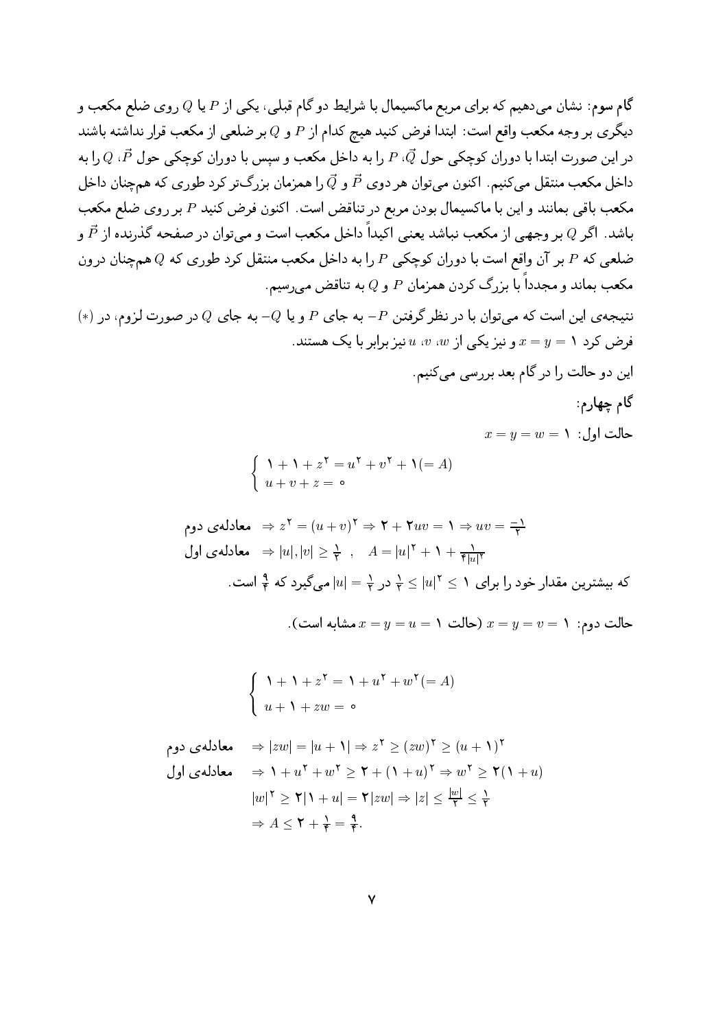**گام سوم:** نشان می‌دهیم که برای مربع ماکسیمال با شرایط دو گام قبلی، یکی از $P$ یا $Q$ روی ضلع مکعب و دیگری بر وجه مکعب واقع است: ابتدا فرض کنید هیچ کدام از $P$ و $Q$ بر ضلعی از مکعب قرار نداشته باشند در این صورت ابتدا با دوران کوچکی حول $P$ ،$\vec{Q}$ را به داخل مکعب و سپس با دوران کوچکی حول $Q$ ،$\vec{P}$ را به داخل مکعب منتقل می‌کنیم. اکنون می‌توان هر دوی $\vec{P}$ و $\vec{Q}$ را همزمان بزرگ‌تر کرد طوری که هم‌چنان داخل مکعب باقی بمانند و این با ماکسیمال بودن مربع در تناقض است. اکنون فرض کنید $P$ بر روی ضلع مکعب باشد. اگر $Q$ بر وجهی از مکعب نباشد یعنی اکیداً داخل مکعب است و می‌توان در صفحه گذرنده از $\vec{P}$ و ضلعی که $P$ بر آن واقع است با دوران کوچکی $P$ را به داخل مکعب منتقل کرد طوری که $Q$ هم‌چنان درون مکعب بماند و مجدداً با بزرگ کردن همزمان $P$ و $Q$ به تناقض می‌رسیم.

نتیجه‌ی این است که می‌توان با در نظر گرفتن $-P$ به جای $P$ و یا $-Q$ به جای $Q$ در صورت لزوم، در $(*)$ فرض کرد $x = y = 1$ و نیز یکی از $u$ ،$v$ ،$w$ نیز برابر با یک هستند.

این دو حالت را در گام بعد بررسی می‌کنیم.

**گام چهارم:**

حالت اول: $x = y = w = 1$

$$\begin{cases} 1 + 1 + z^2 = u^2 + v^2 + 1 (= A) \\ u + v + z = 0 \end{cases}$$

معادله‌ی دوم $\quad \Rightarrow z^2 = (u+v)^2 \Rightarrow 2 + 2uv = 1 \Rightarrow uv = \frac{-1}{2}$

معادله‌ی اول $\quad \Rightarrow |u|, |v| \geq \frac{1}{2} \quad , \quad A = |u|^2 + 1 + \frac{1}{4|u|^2}$

که بیشترین مقدار خود را برای $\frac{1}{4} \leq |u|^2 \leq 1$ در $|u| = \frac{1}{2}$ می‌گیرد که $\frac{9}{4}$ است.

حالت دوم: $x = y = v = 1$ (حالت $x = y = u = 1$ مشابه است).

$$\begin{cases} 1 + 1 + z^2 = 1 + u^2 + w^2 (= A) \\ u + 1 + zw = 0 \end{cases}$$

معادله‌ی دوم $\quad \Rightarrow |zw| = |u+1| \Rightarrow z^2 \geq (zw)^2 \geq (u+1)^2$

معادله‌ی اول $\quad \Rightarrow 1 + u^2 + w^2 \geq 2 + (1+u)^2 \Rightarrow w^2 \geq 2(1+u)$

$$|w|^2 \geq 2|1+u| = 2|zw| \Rightarrow |z| \leq \frac{|w|}{2} \leq \frac{1}{2}$$

$$\Rightarrow A \leq 2 + \frac{1}{4} = \frac{9}{4}.$$